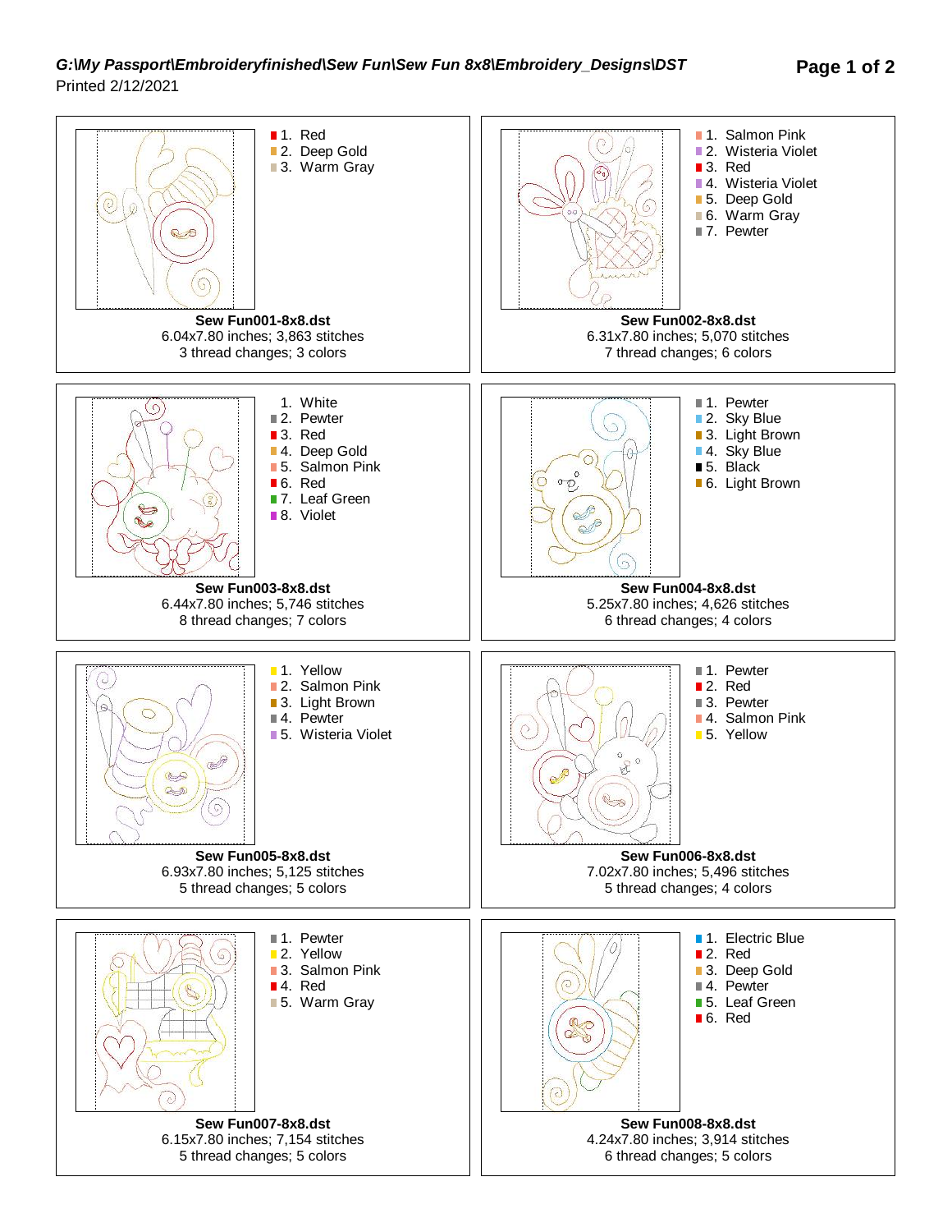*G:\My Passport\Embroideryfinished\Sew Fun\Sew Fun 8x8\Embroidery_Designs\DST*

Printed 2/12/2021

1. Red
2. Deep Gold
3. Warm Gray

**Sew Fun001-8x8.dst**
6.04x7.80 inches; 3,863 stitches
3 thread changes; 3 colors

1. Salmon Pink
2. Wisteria Violet
3. Red
4. Wisteria Violet
5. Deep Gold
6. Warm Gray
7. Pewter

**Sew Fun002-8x8.dst**
6.31x7.80 inches; 5,070 stitches
7 thread changes; 6 colors

1. White
2. Pewter
3. Red
4. Deep Gold
5. Salmon Pink
6. Red
7. Leaf Green
8. Violet

**Sew Fun003-8x8.dst**
6.44x7.80 inches; 5,746 stitches
8 thread changes; 7 colors

1. Pewter
2. Sky Blue
3. Light Brown
4. Sky Blue
5. Black
6. Light Brown

**Sew Fun004-8x8.dst**
5.25x7.80 inches; 4,626 stitches
6 thread changes; 4 colors

1. Yellow
2. Salmon Pink
3. Light Brown
4. Pewter
5. Wisteria Violet

**Sew Fun005-8x8.dst**
6.93x7.80 inches; 5,125 stitches
5 thread changes; 5 colors

1. Pewter
2. Red
3. Pewter
4. Salmon Pink
5. Yellow

**Sew Fun006-8x8.dst**
7.02x7.80 inches; 5,496 stitches
5 thread changes; 4 colors

1. Pewter
2. Yellow
3. Salmon Pink
4. Red
5. Warm Gray

**Sew Fun007-8x8.dst**
6.15x7.80 inches; 7,154 stitches
5 thread changes; 5 colors

1. Electric Blue
2. Red
3. Deep Gold
4. Pewter
5. Leaf Green
6. Red

**Sew Fun008-8x8.dst**
4.24x7.80 inches; 3,914 stitches
6 thread changes; 5 colors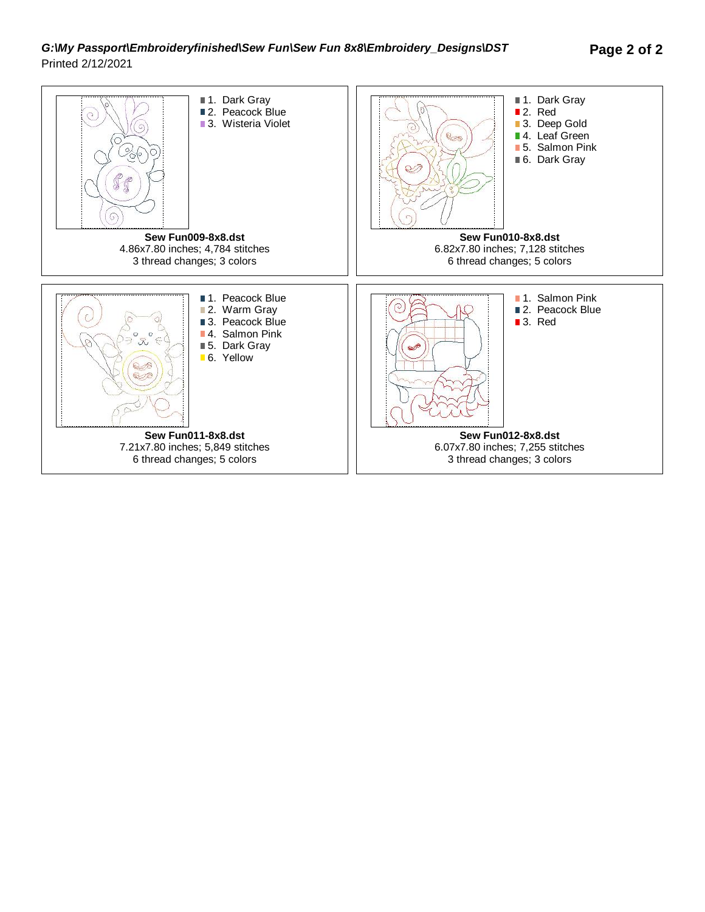G:\My Passport\Embroideryfinished\Sew Fun\Sew Fun 8x8\Embroidery_Designs\DST

Printed 2/12/2021

1. Dark Gray
2. Peacock Blue
3. Wisteria Violet

**Sew Fun009-8x8.dst**
4.86x7.80 inches; 4,784 stitches
3 thread changes; 3 colors

1. Dark Gray
2. Red
3. Deep Gold
4. Leaf Green
5. Salmon Pink
6. Dark Gray

**Sew Fun010-8x8.dst**
6.82x7.80 inches; 7,128 stitches
6 thread changes; 5 colors

1. Peacock Blue
2. Warm Gray
3. Peacock Blue
4. Salmon Pink
5. Dark Gray
6. Yellow

**Sew Fun011-8x8.dst**
7.21x7.80 inches; 5,849 stitches
6 thread changes; 5 colors

1. Salmon Pink
2. Peacock Blue
3. Red

**Sew Fun012-8x8.dst**
6.07x7.80 inches; 7,255 stitches
3 thread changes; 3 colors